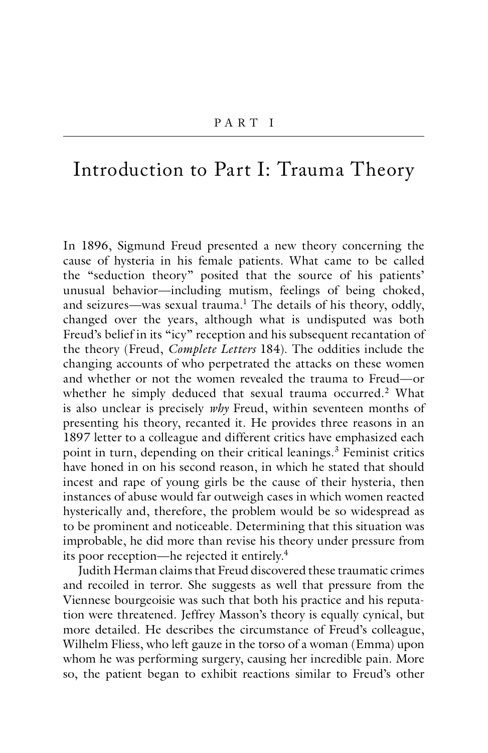PART I

# Introduction to Part I: Trauma Theory

In 1896, Sigmund Freud presented a new theory concerning the cause of hysteria in his female patients. What came to be called the "seduction theory" posited that the source of his patients' unusual behavior—including mutism, feelings of being choked, and seizures—was sexual trauma.[1] The details of his theory, oddly, changed over the years, although what is undisputed was both Freud's belief in its "icy" reception and his subsequent recantation of the theory (Freud, *Complete Letters* 184). The oddities include the changing accounts of who perpetrated the attacks on these women and whether or not the women revealed the trauma to Freud—or whether he simply deduced that sexual trauma occurred.[2] What is also unclear is precisely *why* Freud, within seventeen months of presenting his theory, recanted it. He provides three reasons in an 1897 letter to a colleague and different critics have emphasized each point in turn, depending on their critical leanings.[3] Feminist critics have honed in on his second reason, in which he stated that should incest and rape of young girls be the cause of their hysteria, then instances of abuse would far outweigh cases in which women reacted hysterically and, therefore, the problem would be so widespread as to be prominent and noticeable. Determining that this situation was improbable, he did more than revise his theory under pressure from its poor reception—he rejected it entirely.[4]

Judith Herman claims that Freud discovered these traumatic crimes and recoiled in terror. She suggests as well that pressure from the Viennese bourgeoisie was such that both his practice and his reputation were threatened. Jeffrey Masson's theory is equally cynical, but more detailed. He describes the circumstance of Freud's colleague, Wilhelm Fliess, who left gauze in the torso of a woman (Emma) upon whom he was performing surgery, causing her incredible pain. More so, the patient began to exhibit reactions similar to Freud's other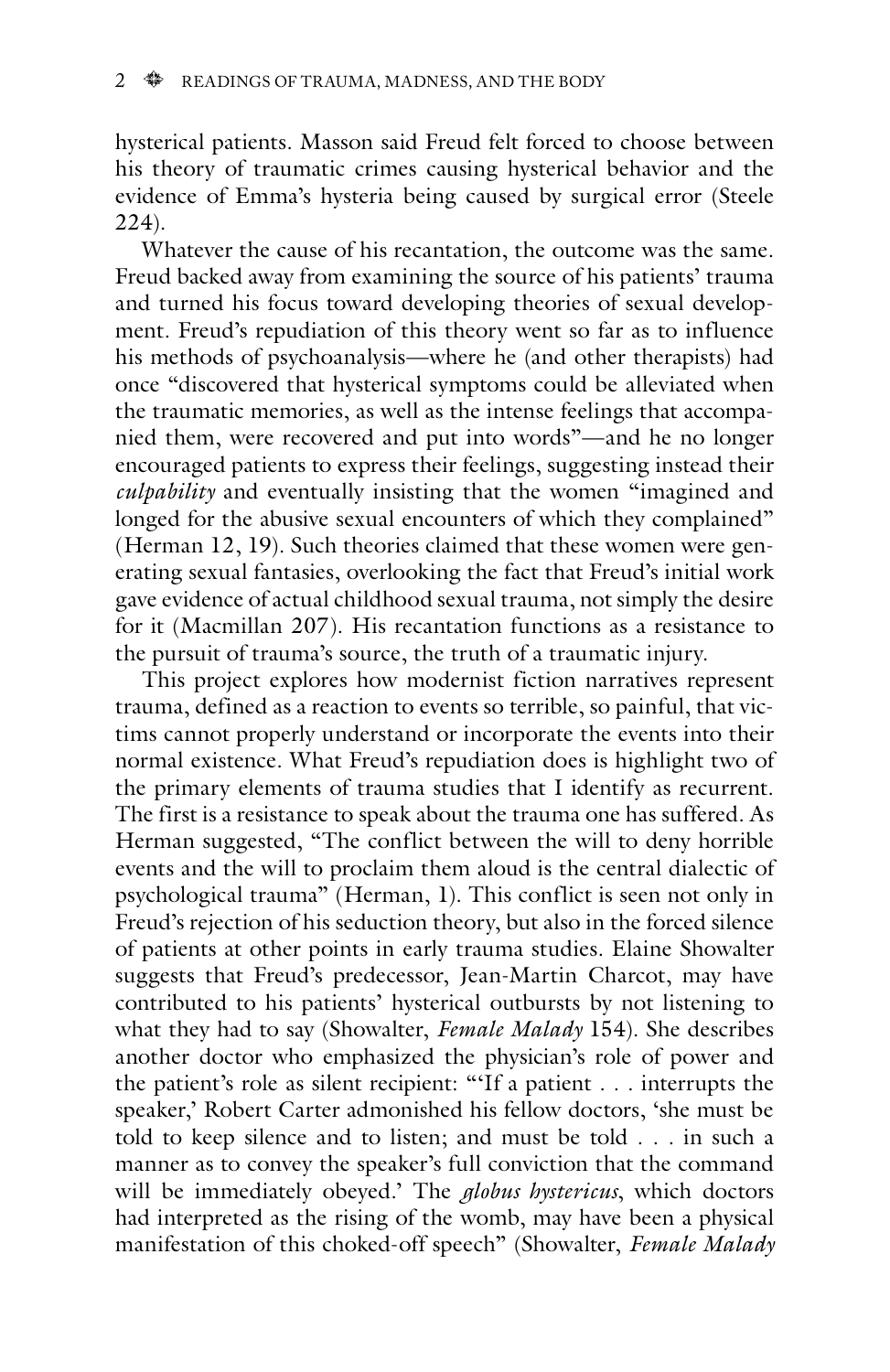hysterical patients. Masson said Freud felt forced to choose between his theory of traumatic crimes causing hysterical behavior and the evidence of Emma's hysteria being caused by surgical error (Steele 224).

Whatever the cause of his recantation, the outcome was the same. Freud backed away from examining the source of his patients' trauma and turned his focus toward developing theories of sexual development. Freud's repudiation of this theory went so far as to influence his methods of psychoanalysis—where he (and other therapists) had once "discovered that hysterical symptoms could be alleviated when the traumatic memories, as well as the intense feelings that accompanied them, were recovered and put into words"—and he no longer encouraged patients to express their feelings, suggesting instead their *culpability* and eventually insisting that the women "imagined and longed for the abusive sexual encounters of which they complained" (Herman 12, 19). Such theories claimed that these women were generating sexual fantasies, overlooking the fact that Freud's initial work gave evidence of actual childhood sexual trauma, not simply the desire for it (Macmillan 207). His recantation functions as a resistance to the pursuit of trauma's source, the truth of a traumatic injury.

This project explores how modernist fiction narratives represent trauma, defined as a reaction to events so terrible, so painful, that victims cannot properly understand or incorporate the events into their normal existence. What Freud's repudiation does is highlight two of the primary elements of trauma studies that I identify as recurrent. The first is a resistance to speak about the trauma one has suffered. As Herman suggested, "The conflict between the will to deny horrible events and the will to proclaim them aloud is the central dialectic of psychological trauma" (Herman, 1). This conflict is seen not only in Freud's rejection of his seduction theory, but also in the forced silence of patients at other points in early trauma studies. Elaine Showalter suggests that Freud's predecessor, Jean-Martin Charcot, may have contributed to his patients' hysterical outbursts by not listening to what they had to say (Showalter, *Female Malady* 154). She describes another doctor who emphasized the physician's role of power and the patient's role as silent recipient: "'If a patient . . . interrupts the speaker,' Robert Carter admonished his fellow doctors, 'she must be told to keep silence and to listen; and must be told . . . in such a manner as to convey the speaker's full conviction that the command will be immediately obeyed.' The *globus hystericus*, which doctors had interpreted as the rising of the womb, may have been a physical manifestation of this choked-off speech" (Showalter, *Female Malady*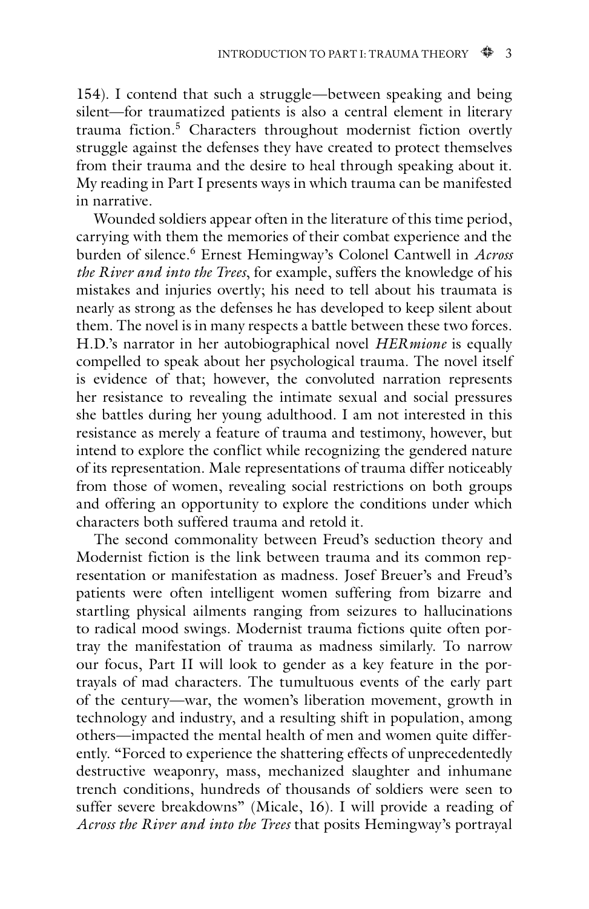154). I contend that such a struggle—between speaking and being silent—for traumatized patients is also a central element in literary trauma fiction.[5] Characters throughout modernist fiction overtly struggle against the defenses they have created to protect themselves from their trauma and the desire to heal through speaking about it. My reading in Part I presents ways in which trauma can be manifested in narrative.

Wounded soldiers appear often in the literature of this time period, carrying with them the memories of their combat experience and the burden of silence.[6] Ernest Hemingway's Colonel Cantwell in *Across the River and into the Trees*, for example, suffers the knowledge of his mistakes and injuries overtly; his need to tell about his traumata is nearly as strong as the defenses he has developed to keep silent about them. The novel is in many respects a battle between these two forces. H.D.'s narrator in her autobiographical novel *HERmione* is equally compelled to speak about her psychological trauma. The novel itself is evidence of that; however, the convoluted narration represents her resistance to revealing the intimate sexual and social pressures she battles during her young adulthood. I am not interested in this resistance as merely a feature of trauma and testimony, however, but intend to explore the conflict while recognizing the gendered nature of its representation. Male representations of trauma differ noticeably from those of women, revealing social restrictions on both groups and offering an opportunity to explore the conditions under which characters both suffered trauma and retold it.

The second commonality between Freud's seduction theory and Modernist fiction is the link between trauma and its common representation or manifestation as madness. Josef Breuer's and Freud's patients were often intelligent women suffering from bizarre and startling physical ailments ranging from seizures to hallucinations to radical mood swings. Modernist trauma fictions quite often portray the manifestation of trauma as madness similarly. To narrow our focus, Part II will look to gender as a key feature in the portrayals of mad characters. The tumultuous events of the early part of the century—war, the women's liberation movement, growth in technology and industry, and a resulting shift in population, among others—impacted the mental health of men and women quite differently. "Forced to experience the shattering effects of unprecedentedly destructive weaponry, mass, mechanized slaughter and inhumane trench conditions, hundreds of thousands of soldiers were seen to suffer severe breakdowns" (Micale, 16). I will provide a reading of *Across the River and into the Trees* that posits Hemingway's portrayal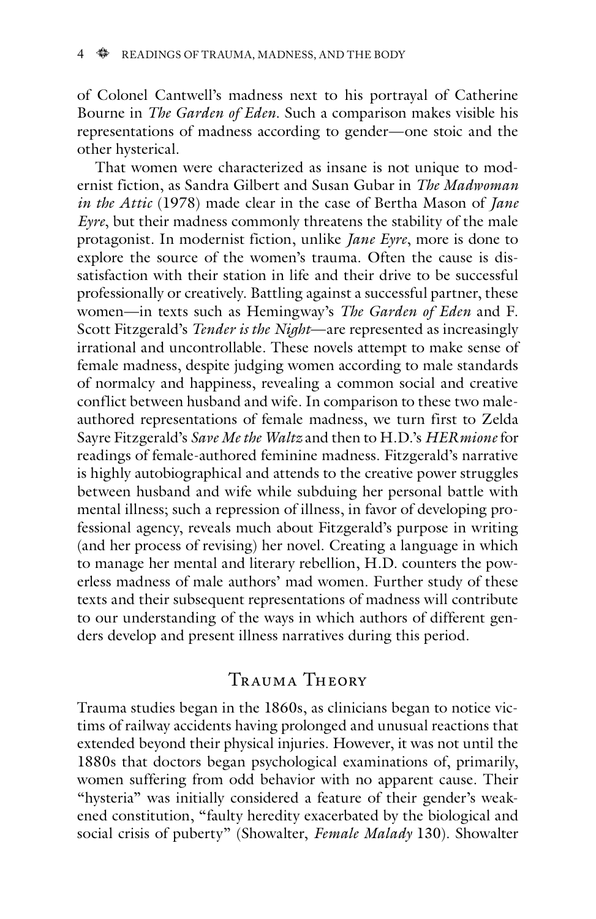of Colonel Cantwell's madness next to his portrayal of Catherine Bourne in *The Garden of Eden*. Such a comparison makes visible his representations of madness according to gender—one stoic and the other hysterical.

That women were characterized as insane is not unique to modernist fiction, as Sandra Gilbert and Susan Gubar in *The Madwoman in the Attic* (1978) made clear in the case of Bertha Mason of *Jane Eyre*, but their madness commonly threatens the stability of the male protagonist. In modernist fiction, unlike *Jane Eyre*, more is done to explore the source of the women's trauma. Often the cause is dissatisfaction with their station in life and their drive to be successful professionally or creatively. Battling against a successful partner, these women—in texts such as Hemingway's *The Garden of Eden* and F. Scott Fitzgerald's *Tender is the Night*—are represented as increasingly irrational and uncontrollable. These novels attempt to make sense of female madness, despite judging women according to male standards of normalcy and happiness, revealing a common social and creative conflict between husband and wife. In comparison to these two male-authored representations of female madness, we turn first to Zelda Sayre Fitzgerald's *Save Me the Waltz* and then to H.D.'s *HERmione* for readings of female-authored feminine madness. Fitzgerald's narrative is highly autobiographical and attends to the creative power struggles between husband and wife while subduing her personal battle with mental illness; such a repression of illness, in favor of developing professional agency, reveals much about Fitzgerald's purpose in writing (and her process of revising) her novel. Creating a language in which to manage her mental and literary rebellion, H.D. counters the powerless madness of male authors' mad women. Further study of these texts and their subsequent representations of madness will contribute to our understanding of the ways in which authors of different genders develop and present illness narratives during this period.

## Trauma Theory

Trauma studies began in the 1860s, as clinicians began to notice victims of railway accidents having prolonged and unusual reactions that extended beyond their physical injuries. However, it was not until the 1880s that doctors began psychological examinations of, primarily, women suffering from odd behavior with no apparent cause. Their "hysteria" was initially considered a feature of their gender's weakened constitution, "faulty heredity exacerbated by the biological and social crisis of puberty" (Showalter, *Female Malady* 130). Showalter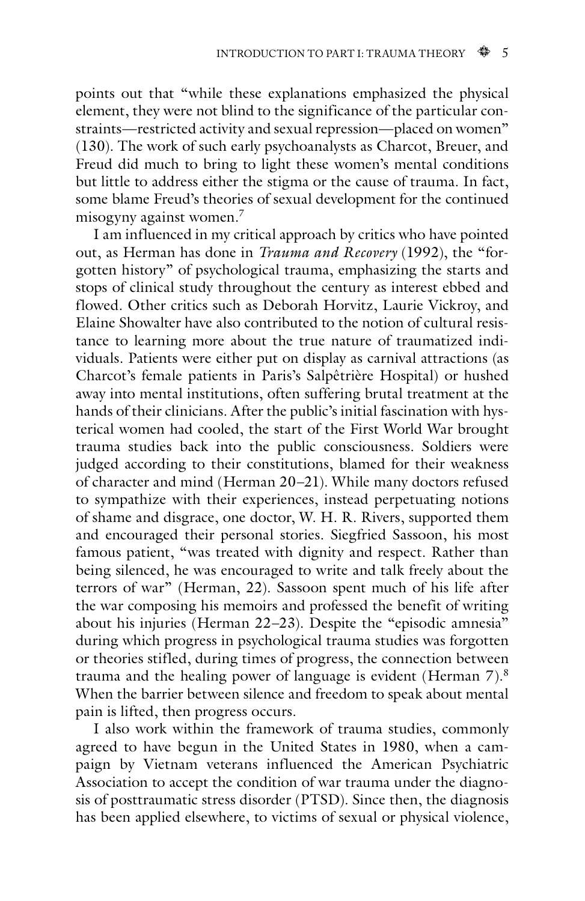points out that "while these explanations emphasized the physical element, they were not blind to the significance of the particular constraints—restricted activity and sexual repression—placed on women" (130). The work of such early psychoanalysts as Charcot, Breuer, and Freud did much to bring to light these women's mental conditions but little to address either the stigma or the cause of trauma. In fact, some blame Freud's theories of sexual development for the continued misogyny against women.[7]

I am influenced in my critical approach by critics who have pointed out, as Herman has done in *Trauma and Recovery* (1992), the "forgotten history" of psychological trauma, emphasizing the starts and stops of clinical study throughout the century as interest ebbed and flowed. Other critics such as Deborah Horvitz, Laurie Vickroy, and Elaine Showalter have also contributed to the notion of cultural resistance to learning more about the true nature of traumatized individuals. Patients were either put on display as carnival attractions (as Charcot's female patients in Paris's Salpêtrière Hospital) or hushed away into mental institutions, often suffering brutal treatment at the hands of their clinicians. After the public's initial fascination with hysterical women had cooled, the start of the First World War brought trauma studies back into the public consciousness. Soldiers were judged according to their constitutions, blamed for their weakness of character and mind (Herman 20–21). While many doctors refused to sympathize with their experiences, instead perpetuating notions of shame and disgrace, one doctor, W. H. R. Rivers, supported them and encouraged their personal stories. Siegfried Sassoon, his most famous patient, "was treated with dignity and respect. Rather than being silenced, he was encouraged to write and talk freely about the terrors of war" (Herman, 22). Sassoon spent much of his life after the war composing his memoirs and professed the benefit of writing about his injuries (Herman 22–23). Despite the "episodic amnesia" during which progress in psychological trauma studies was forgotten or theories stifled, during times of progress, the connection between trauma and the healing power of language is evident (Herman 7).[8] When the barrier between silence and freedom to speak about mental pain is lifted, then progress occurs.

I also work within the framework of trauma studies, commonly agreed to have begun in the United States in 1980, when a campaign by Vietnam veterans influenced the American Psychiatric Association to accept the condition of war trauma under the diagnosis of posttraumatic stress disorder (PTSD). Since then, the diagnosis has been applied elsewhere, to victims of sexual or physical violence,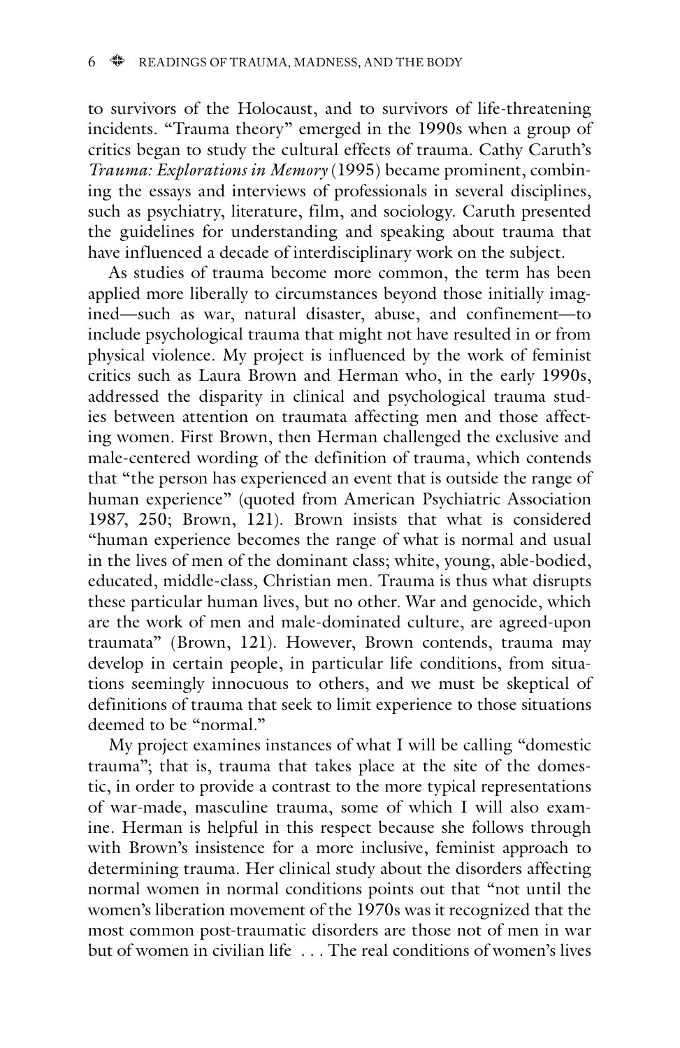to survivors of the Holocaust, and to survivors of life-threatening incidents. "Trauma theory" emerged in the 1990s when a group of critics began to study the cultural effects of trauma. Cathy Caruth's *Trauma: Explorations in Memory* (1995) became prominent, combining the essays and interviews of professionals in several disciplines, such as psychiatry, literature, film, and sociology. Caruth presented the guidelines for understanding and speaking about trauma that have influenced a decade of interdisciplinary work on the subject.

As studies of trauma become more common, the term has been applied more liberally to circumstances beyond those initially imagined—such as war, natural disaster, abuse, and confinement—to include psychological trauma that might not have resulted in or from physical violence. My project is influenced by the work of feminist critics such as Laura Brown and Herman who, in the early 1990s, addressed the disparity in clinical and psychological trauma studies between attention on traumata affecting men and those affecting women. First Brown, then Herman challenged the exclusive and male-centered wording of the definition of trauma, which contends that "the person has experienced an event that is outside the range of human experience" (quoted from American Psychiatric Association 1987, 250; Brown, 121). Brown insists that what is considered "human experience becomes the range of what is normal and usual in the lives of men of the dominant class; white, young, able-bodied, educated, middle-class, Christian men. Trauma is thus what disrupts these particular human lives, but no other. War and genocide, which are the work of men and male-dominated culture, are agreed-upon traumata" (Brown, 121). However, Brown contends, trauma may develop in certain people, in particular life conditions, from situations seemingly innocuous to others, and we must be skeptical of definitions of trauma that seek to limit experience to those situations deemed to be "normal."

My project examines instances of what I will be calling "domestic trauma"; that is, trauma that takes place at the site of the domestic, in order to provide a contrast to the more typical representations of war-made, masculine trauma, some of which I will also examine. Herman is helpful in this respect because she follows through with Brown's insistence for a more inclusive, feminist approach to determining trauma. Her clinical study about the disorders affecting normal women in normal conditions points out that "not until the women's liberation movement of the 1970s was it recognized that the most common post-traumatic disorders are those not of men in war but of women in civilian life . . . The real conditions of women's lives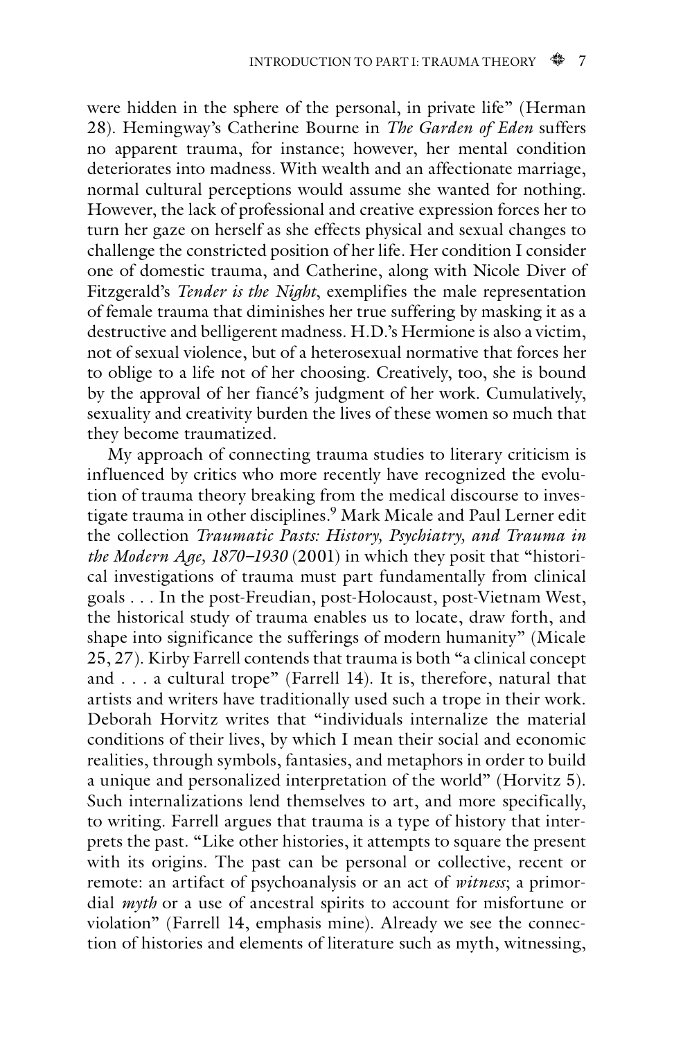were hidden in the sphere of the personal, in private life" (Herman 28). Hemingway's Catherine Bourne in *The Garden of Eden* suffers no apparent trauma, for instance; however, her mental condition deteriorates into madness. With wealth and an affectionate marriage, normal cultural perceptions would assume she wanted for nothing. However, the lack of professional and creative expression forces her to turn her gaze on herself as she effects physical and sexual changes to challenge the constricted position of her life. Her condition I consider one of domestic trauma, and Catherine, along with Nicole Diver of Fitzgerald's *Tender is the Night*, exemplifies the male representation of female trauma that diminishes her true suffering by masking it as a destructive and belligerent madness. H.D.'s Hermione is also a victim, not of sexual violence, but of a heterosexual normative that forces her to oblige to a life not of her choosing. Creatively, too, she is bound by the approval of her fiancé's judgment of her work. Cumulatively, sexuality and creativity burden the lives of these women so much that they become traumatized.

My approach of connecting trauma studies to literary criticism is influenced by critics who more recently have recognized the evolution of trauma theory breaking from the medical discourse to investigate trauma in other disciplines.[9] Mark Micale and Paul Lerner edit the collection *Traumatic Pasts: History, Psychiatry, and Trauma in the Modern Age, 1870–1930* (2001) in which they posit that "historical investigations of trauma must part fundamentally from clinical goals . . . In the post-Freudian, post-Holocaust, post-Vietnam West, the historical study of trauma enables us to locate, draw forth, and shape into significance the sufferings of modern humanity" (Micale 25, 27). Kirby Farrell contends that trauma is both "a clinical concept and . . . a cultural trope" (Farrell 14). It is, therefore, natural that artists and writers have traditionally used such a trope in their work. Deborah Horvitz writes that "individuals internalize the material conditions of their lives, by which I mean their social and economic realities, through symbols, fantasies, and metaphors in order to build a unique and personalized interpretation of the world" (Horvitz 5). Such internalizations lend themselves to art, and more specifically, to writing. Farrell argues that trauma is a type of history that interprets the past. "Like other histories, it attempts to square the present with its origins. The past can be personal or collective, recent or remote: an artifact of psychoanalysis or an act of *witness*; a primordial *myth* or a use of ancestral spirits to account for misfortune or violation" (Farrell 14, emphasis mine). Already we see the connection of histories and elements of literature such as myth, witnessing,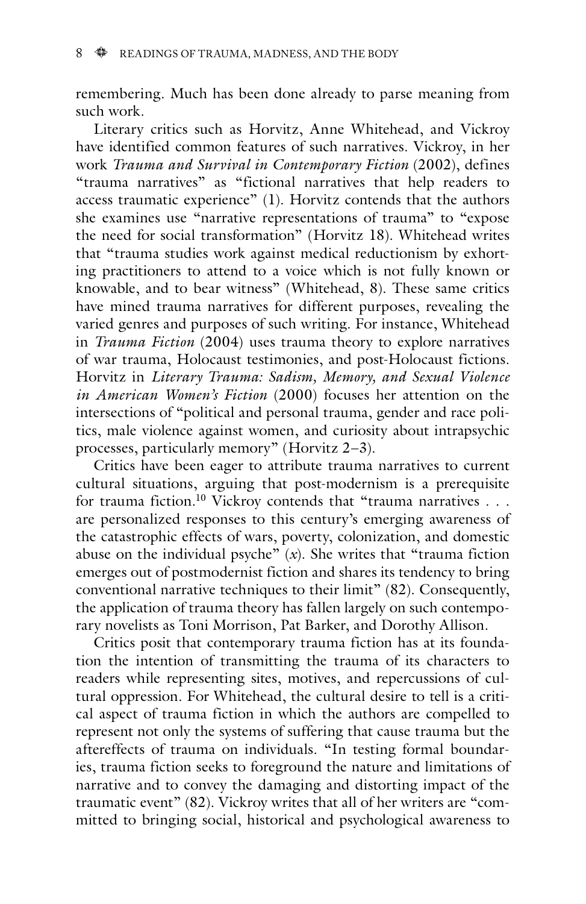remembering. Much has been done already to parse meaning from such work.

Literary critics such as Horvitz, Anne Whitehead, and Vickroy have identified common features of such narratives. Vickroy, in her work *Trauma and Survival in Contemporary Fiction* (2002), defines "trauma narratives" as "fictional narratives that help readers to access traumatic experience" (1). Horvitz contends that the authors she examines use "narrative representations of trauma" to "expose the need for social transformation" (Horvitz 18). Whitehead writes that "trauma studies work against medical reductionism by exhorting practitioners to attend to a voice which is not fully known or knowable, and to bear witness" (Whitehead, 8). These same critics have mined trauma narratives for different purposes, revealing the varied genres and purposes of such writing. For instance, Whitehead in *Trauma Fiction* (2004) uses trauma theory to explore narratives of war trauma, Holocaust testimonies, and post-Holocaust fictions. Horvitz in *Literary Trauma: Sadism, Memory, and Sexual Violence in American Women's Fiction* (2000) focuses her attention on the intersections of "political and personal trauma, gender and race politics, male violence against women, and curiosity about intrapsychic processes, particularly memory" (Horvitz 2–3).

Critics have been eager to attribute trauma narratives to current cultural situations, arguing that post-modernism is a prerequisite for trauma fiction.[10] Vickroy contends that "trauma narratives . . . are personalized responses to this century's emerging awareness of the catastrophic effects of wars, poverty, colonization, and domestic abuse on the individual psyche" (*x*). She writes that "trauma fiction emerges out of postmodernist fiction and shares its tendency to bring conventional narrative techniques to their limit" (82). Consequently, the application of trauma theory has fallen largely on such contemporary novelists as Toni Morrison, Pat Barker, and Dorothy Allison.

Critics posit that contemporary trauma fiction has at its foundation the intention of transmitting the trauma of its characters to readers while representing sites, motives, and repercussions of cultural oppression. For Whitehead, the cultural desire to tell is a critical aspect of trauma fiction in which the authors are compelled to represent not only the systems of suffering that cause trauma but the aftereffects of trauma on individuals. "In testing formal boundaries, trauma fiction seeks to foreground the nature and limitations of narrative and to convey the damaging and distorting impact of the traumatic event" (82). Vickroy writes that all of her writers are "committed to bringing social, historical and psychological awareness to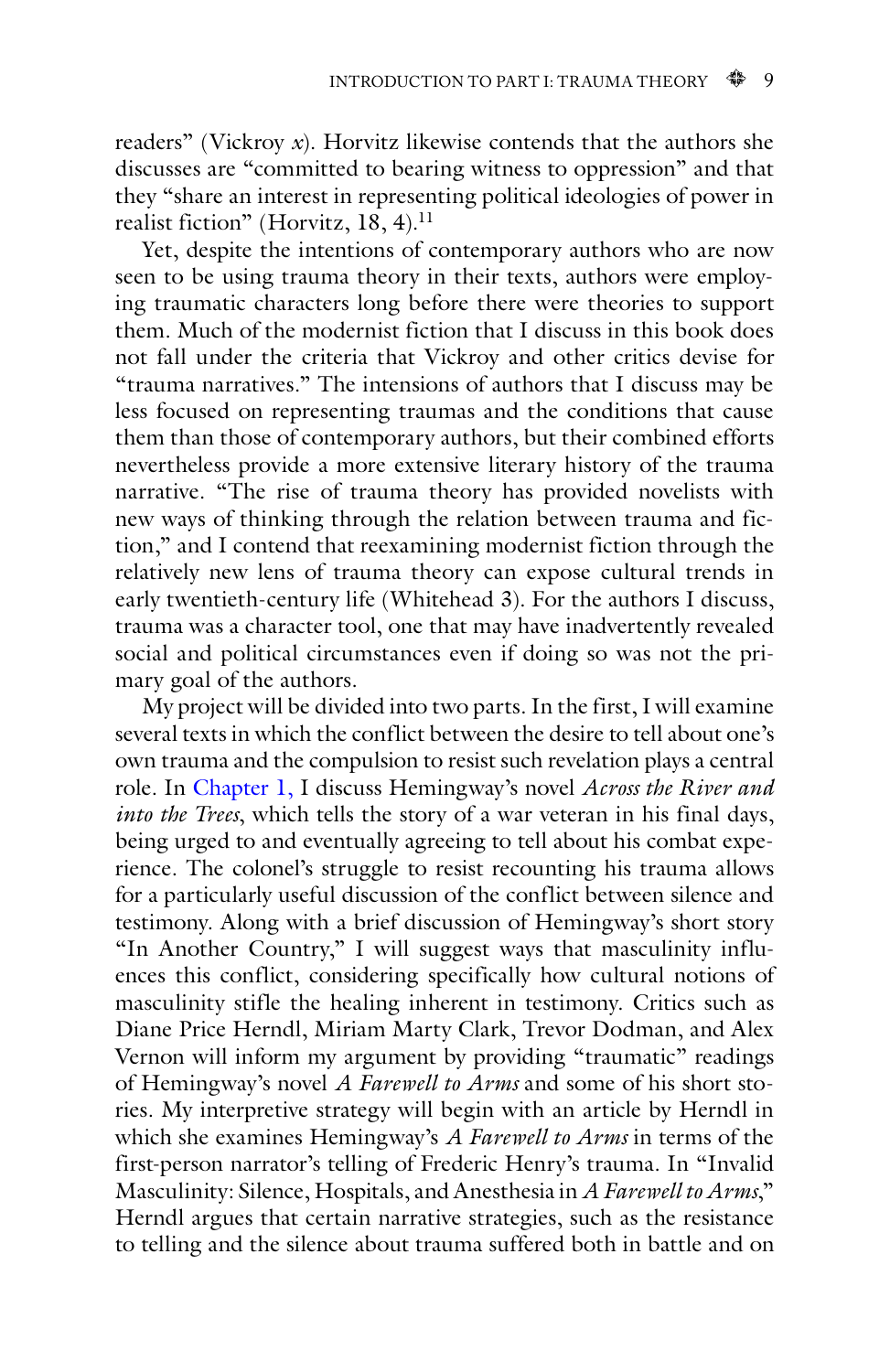readers" (Vickroy *x*). Horvitz likewise contends that the authors she discusses are "committed to bearing witness to oppression" and that they "share an interest in representing political ideologies of power in realist fiction" (Horvitz, 18, 4).[11]

Yet, despite the intentions of contemporary authors who are now seen to be using trauma theory in their texts, authors were employing traumatic characters long before there were theories to support them. Much of the modernist fiction that I discuss in this book does not fall under the criteria that Vickroy and other critics devise for "trauma narratives." The intensions of authors that I discuss may be less focused on representing traumas and the conditions that cause them than those of contemporary authors, but their combined efforts nevertheless provide a more extensive literary history of the trauma narrative. "The rise of trauma theory has provided novelists with new ways of thinking through the relation between trauma and fiction," and I contend that reexamining modernist fiction through the relatively new lens of trauma theory can expose cultural trends in early twentieth-century life (Whitehead 3). For the authors I discuss, trauma was a character tool, one that may have inadvertently revealed social and political circumstances even if doing so was not the primary goal of the authors.

My project will be divided into two parts. In the first, I will examine several texts in which the conflict between the desire to tell about one's own trauma and the compulsion to resist such revelation plays a central role. In Chapter 1, I discuss Hemingway's novel *Across the River and into the Trees*, which tells the story of a war veteran in his final days, being urged to and eventually agreeing to tell about his combat experience. The colonel's struggle to resist recounting his trauma allows for a particularly useful discussion of the conflict between silence and testimony. Along with a brief discussion of Hemingway's short story "In Another Country," I will suggest ways that masculinity influences this conflict, considering specifically how cultural notions of masculinity stifle the healing inherent in testimony. Critics such as Diane Price Herndl, Miriam Marty Clark, Trevor Dodman, and Alex Vernon will inform my argument by providing "traumatic" readings of Hemingway's novel *A Farewell to Arms* and some of his short stories. My interpretive strategy will begin with an article by Herndl in which she examines Hemingway's *A Farewell to Arms* in terms of the first-person narrator's telling of Frederic Henry's trauma. In "Invalid Masculinity: Silence, Hospitals, and Anesthesia in *A Farewell to Arms*," Herndl argues that certain narrative strategies, such as the resistance to telling and the silence about trauma suffered both in battle and on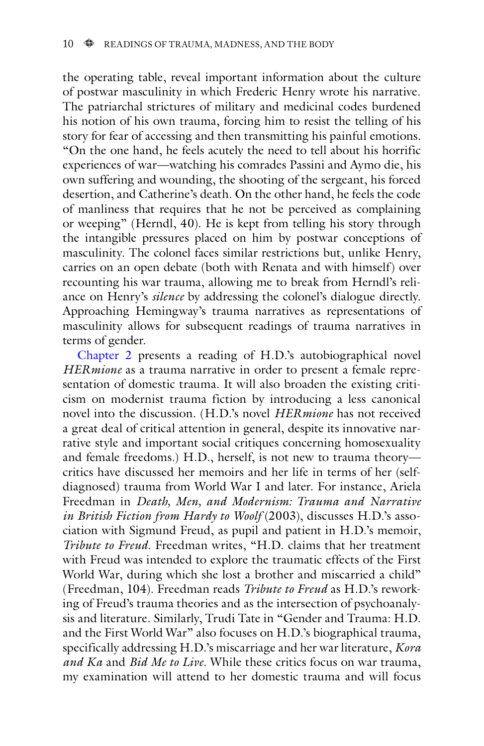the operating table, reveal important information about the culture of postwar masculinity in which Frederic Henry wrote his narrative. The patriarchal strictures of military and medicinal codes burdened his notion of his own trauma, forcing him to resist the telling of his story for fear of accessing and then transmitting his painful emotions. "On the one hand, he feels acutely the need to tell about his horrific experiences of war—watching his comrades Passini and Aymo die, his own suffering and wounding, the shooting of the sergeant, his forced desertion, and Catherine's death. On the other hand, he feels the code of manliness that requires that he not be perceived as complaining or weeping" (Herndl, 40). He is kept from telling his story through the intangible pressures placed on him by postwar conceptions of masculinity. The colonel faces similar restrictions but, unlike Henry, carries on an open debate (both with Renata and with himself) over recounting his war trauma, allowing me to break from Herndl's reliance on Henry's *silence* by addressing the colonel's dialogue directly. Approaching Hemingway's trauma narratives as representations of masculinity allows for subsequent readings of trauma narratives in terms of gender.

Chapter 2 presents a reading of H.D.'s autobiographical novel *HERmione* as a trauma narrative in order to present a female representation of domestic trauma. It will also broaden the existing criticism on modernist trauma fiction by introducing a less canonical novel into the discussion. (H.D.'s novel *HERmione* has not received a great deal of critical attention in general, despite its innovative narrative style and important social critiques concerning homosexuality and female freedoms.) H.D., herself, is not new to trauma theory—critics have discussed her memoirs and her life in terms of her (self-diagnosed) trauma from World War I and later. For instance, Ariela Freedman in *Death, Men, and Modernism: Trauma and Narrative in British Fiction from Hardy to Woolf* (2003), discusses H.D.'s association with Sigmund Freud, as pupil and patient in H.D.'s memoir, *Tribute to Freud*. Freedman writes, "H.D. claims that her treatment with Freud was intended to explore the traumatic effects of the First World War, during which she lost a brother and miscarried a child" (Freedman, 104). Freedman reads *Tribute to Freud* as H.D.'s reworking of Freud's trauma theories and as the intersection of psychoanalysis and literature. Similarly, Trudi Tate in "Gender and Trauma: H.D. and the First World War" also focuses on H.D.'s biographical trauma, specifically addressing H.D.'s miscarriage and her war literature, *Kora and Ka* and *Bid Me to Live*. While these critics focus on war trauma, my examination will attend to her domestic trauma and will focus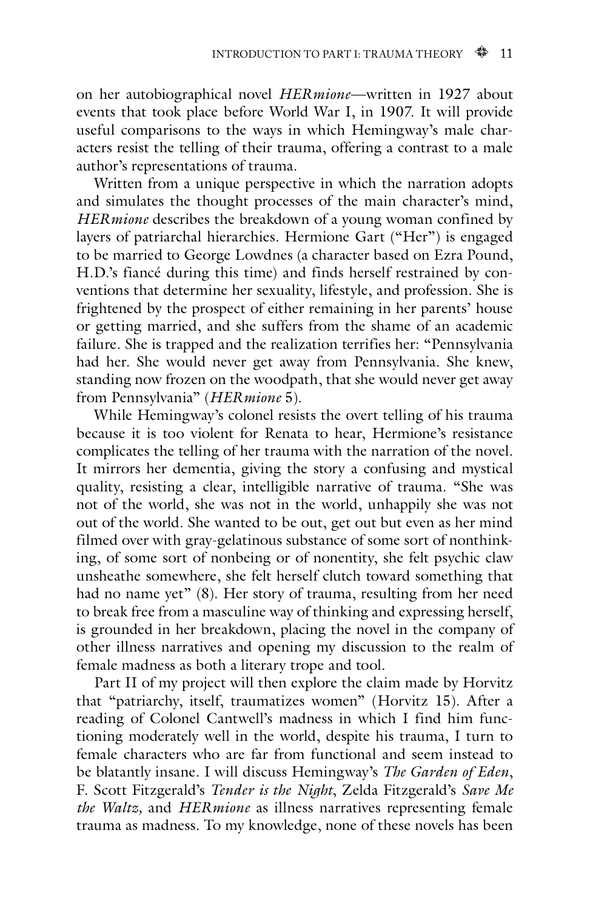on her autobiographical novel *HERmione*—written in 1927 about events that took place before World War I, in 1907. It will provide useful comparisons to the ways in which Hemingway's male characters resist the telling of their trauma, offering a contrast to a male author's representations of trauma.

Written from a unique perspective in which the narration adopts and simulates the thought processes of the main character's mind, *HERmione* describes the breakdown of a young woman confined by layers of patriarchal hierarchies. Hermione Gart ("Her") is engaged to be married to George Lowdnes (a character based on Ezra Pound, H.D.'s fiancé during this time) and finds herself restrained by conventions that determine her sexuality, lifestyle, and profession. She is frightened by the prospect of either remaining in her parents' house or getting married, and she suffers from the shame of an academic failure. She is trapped and the realization terrifies her: "Pennsylvania had her. She would never get away from Pennsylvania. She knew, standing now frozen on the woodpath, that she would never get away from Pennsylvania" (*HERmione* 5).

While Hemingway's colonel resists the overt telling of his trauma because it is too violent for Renata to hear, Hermione's resistance complicates the telling of her trauma with the narration of the novel. It mirrors her dementia, giving the story a confusing and mystical quality, resisting a clear, intelligible narrative of trauma. "She was not of the world, she was not in the world, unhappily she was not out of the world. She wanted to be out, get out but even as her mind filmed over with gray-gelatinous substance of some sort of nonthinking, of some sort of nonbeing or of nonentity, she felt psychic claw unsheathe somewhere, she felt herself clutch toward something that had no name yet" (8). Her story of trauma, resulting from her need to break free from a masculine way of thinking and expressing herself, is grounded in her breakdown, placing the novel in the company of other illness narratives and opening my discussion to the realm of female madness as both a literary trope and tool.

Part II of my project will then explore the claim made by Horvitz that "patriarchy, itself, traumatizes women" (Horvitz 15). After a reading of Colonel Cantwell's madness in which I find him functioning moderately well in the world, despite his trauma, I turn to female characters who are far from functional and seem instead to be blatantly insane. I will discuss Hemingway's *The Garden of Eden*, F. Scott Fitzgerald's *Tender is the Night*, Zelda Fitzgerald's *Save Me the Waltz,* and *HERmione* as illness narratives representing female trauma as madness. To my knowledge, none of these novels has been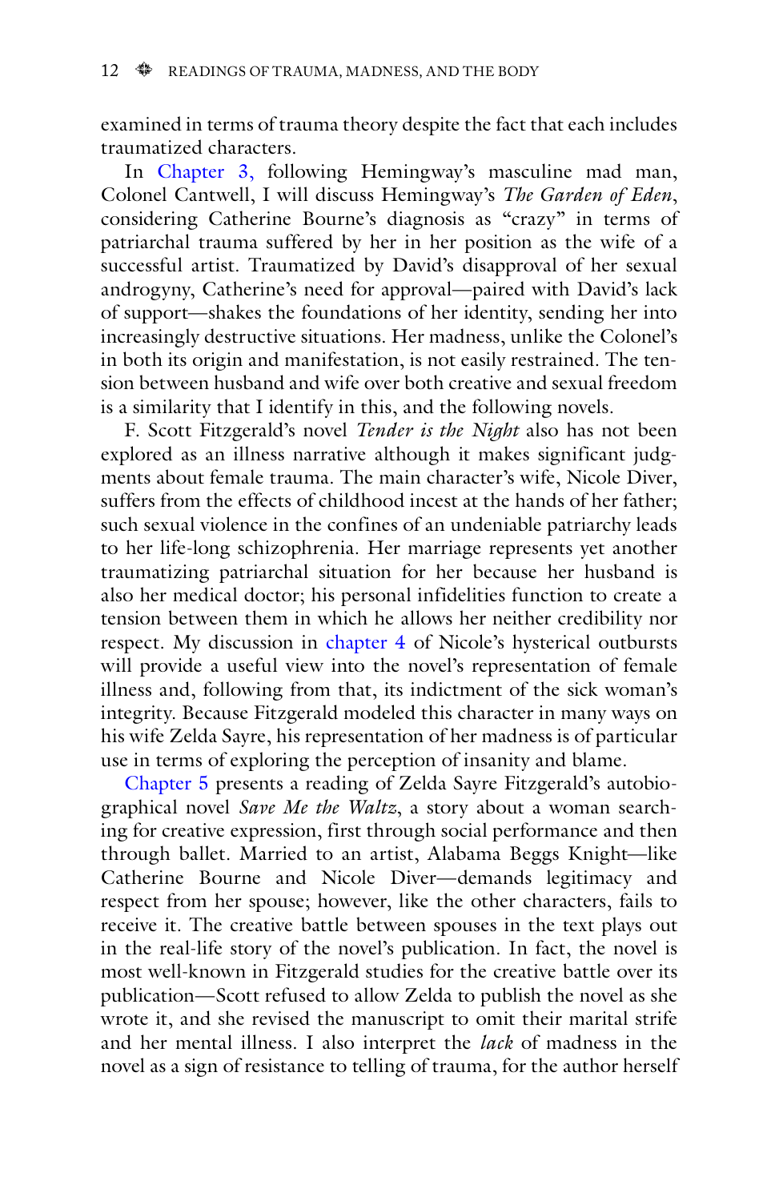examined in terms of trauma theory despite the fact that each includes traumatized characters.

In Chapter 3, following Hemingway's masculine mad man, Colonel Cantwell, I will discuss Hemingway's *The Garden of Eden*, considering Catherine Bourne's diagnosis as "crazy" in terms of patriarchal trauma suffered by her in her position as the wife of a successful artist. Traumatized by David's disapproval of her sexual androgyny, Catherine's need for approval—paired with David's lack of support—shakes the foundations of her identity, sending her into increasingly destructive situations. Her madness, unlike the Colonel's in both its origin and manifestation, is not easily restrained. The tension between husband and wife over both creative and sexual freedom is a similarity that I identify in this, and the following novels.

F. Scott Fitzgerald's novel *Tender is the Night* also has not been explored as an illness narrative although it makes significant judgments about female trauma. The main character's wife, Nicole Diver, suffers from the effects of childhood incest at the hands of her father; such sexual violence in the confines of an undeniable patriarchy leads to her life-long schizophrenia. Her marriage represents yet another traumatizing patriarchal situation for her because her husband is also her medical doctor; his personal infidelities function to create a tension between them in which he allows her neither credibility nor respect. My discussion in chapter 4 of Nicole's hysterical outbursts will provide a useful view into the novel's representation of female illness and, following from that, its indictment of the sick woman's integrity. Because Fitzgerald modeled this character in many ways on his wife Zelda Sayre, his representation of her madness is of particular use in terms of exploring the perception of insanity and blame.

Chapter 5 presents a reading of Zelda Sayre Fitzgerald's autobiographical novel *Save Me the Waltz*, a story about a woman searching for creative expression, first through social performance and then through ballet. Married to an artist, Alabama Beggs Knight—like Catherine Bourne and Nicole Diver—demands legitimacy and respect from her spouse; however, like the other characters, fails to receive it. The creative battle between spouses in the text plays out in the real-life story of the novel's publication. In fact, the novel is most well-known in Fitzgerald studies for the creative battle over its publication—Scott refused to allow Zelda to publish the novel as she wrote it, and she revised the manuscript to omit their marital strife and her mental illness. I also interpret the *lack* of madness in the novel as a sign of resistance to telling of trauma, for the author herself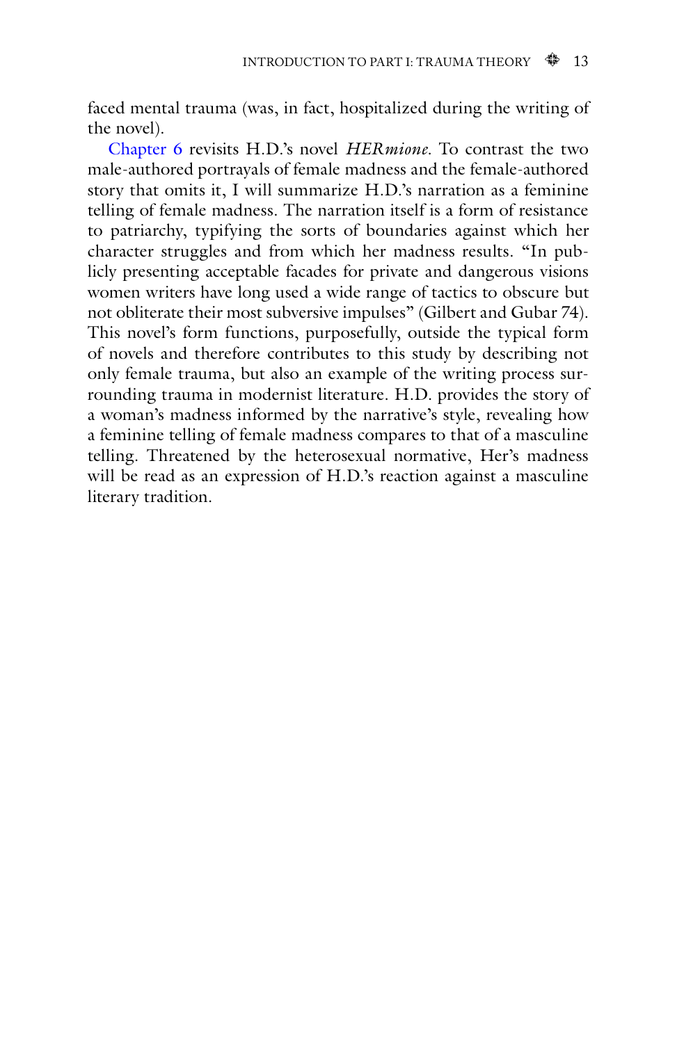faced mental trauma (was, in fact, hospitalized during the writing of the novel).

Chapter 6 revisits H.D.'s novel *HERmione*. To contrast the two male-authored portrayals of female madness and the female-authored story that omits it, I will summarize H.D.'s narration as a feminine telling of female madness. The narration itself is a form of resistance to patriarchy, typifying the sorts of boundaries against which her character struggles and from which her madness results. "In publicly presenting acceptable facades for private and dangerous visions women writers have long used a wide range of tactics to obscure but not obliterate their most subversive impulses" (Gilbert and Gubar 74). This novel's form functions, purposefully, outside the typical form of novels and therefore contributes to this study by describing not only female trauma, but also an example of the writing process surrounding trauma in modernist literature. H.D. provides the story of a woman's madness informed by the narrative's style, revealing how a feminine telling of female madness compares to that of a masculine telling. Threatened by the heterosexual normative, Her's madness will be read as an expression of H.D.'s reaction against a masculine literary tradition.